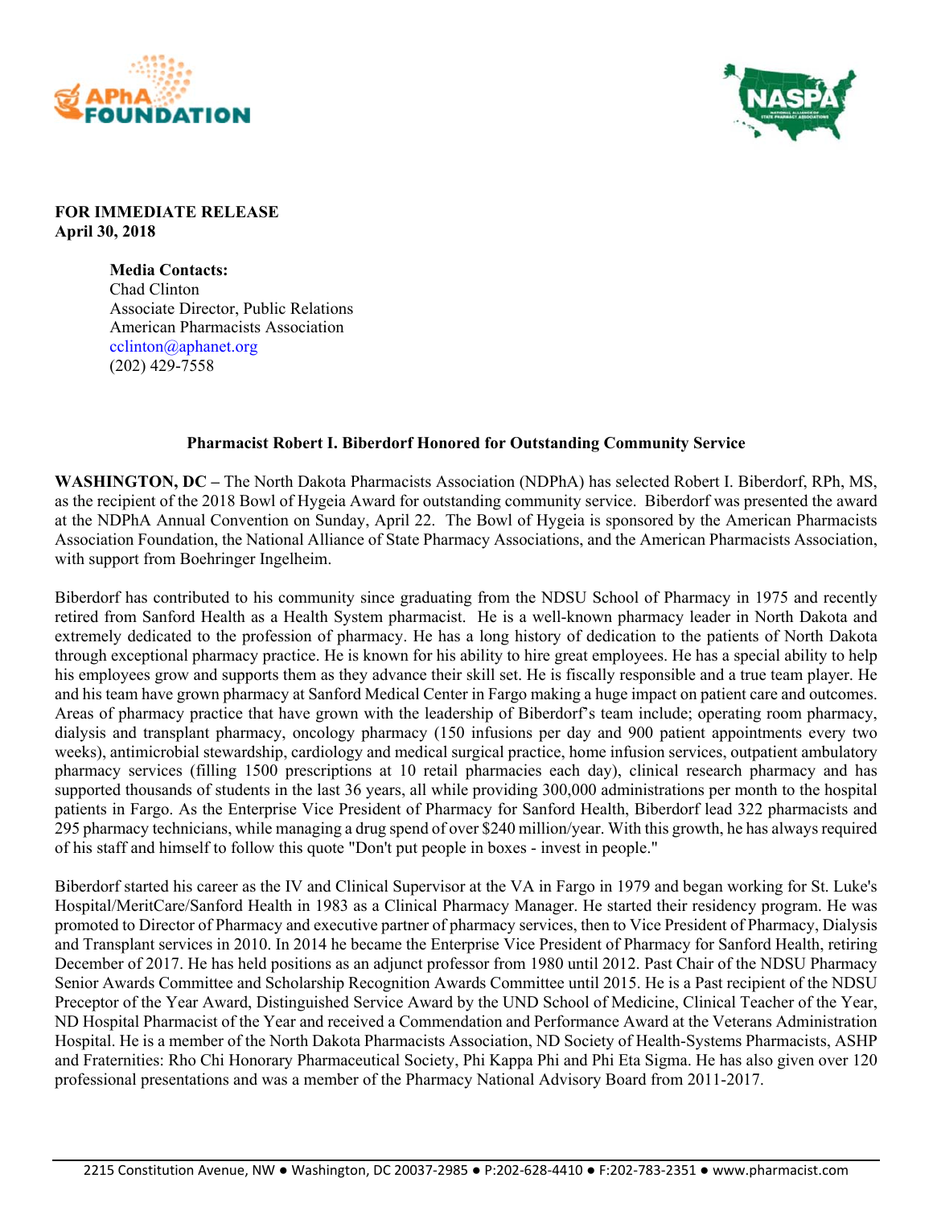**FOR IMMEDIATE RELEASE**
**April 30, 2018**

**Media Contacts:**
Chad Clinton
Associate Director, Public Relations
American Pharmacists Association
cclinton@aphanet.org
(202) 429-7558

## Pharmacist Robert I. Biberdorf Honored for Outstanding Community Service

**WASHINGTON, DC –** The North Dakota Pharmacists Association (NDPhA) has selected Robert I. Biberdorf, RPh, MS, as the recipient of the 2018 Bowl of Hygeia Award for outstanding community service. Biberdorf was presented the award at the NDPhA Annual Convention on Sunday, April 22. The Bowl of Hygeia is sponsored by the American Pharmacists Association Foundation, the National Alliance of State Pharmacy Associations, and the American Pharmacists Association, with support from Boehringer Ingelheim.

Biberdorf has contributed to his community since graduating from the NDSU School of Pharmacy in 1975 and recently retired from Sanford Health as a Health System pharmacist. He is a well-known pharmacy leader in North Dakota and extremely dedicated to the profession of pharmacy. He has a long history of dedication to the patients of North Dakota through exceptional pharmacy practice. He is known for his ability to hire great employees. He has a special ability to help his employees grow and supports them as they advance their skill set. He is fiscally responsible and a true team player. He and his team have grown pharmacy at Sanford Medical Center in Fargo making a huge impact on patient care and outcomes. Areas of pharmacy practice that have grown with the leadership of Biberdorf's team include; operating room pharmacy, dialysis and transplant pharmacy, oncology pharmacy (150 infusions per day and 900 patient appointments every two weeks), antimicrobial stewardship, cardiology and medical surgical practice, home infusion services, outpatient ambulatory pharmacy services (filling 1500 prescriptions at 10 retail pharmacies each day), clinical research pharmacy and has supported thousands of students in the last 36 years, all while providing 300,000 administrations per month to the hospital patients in Fargo. As the Enterprise Vice President of Pharmacy for Sanford Health, Biberdorf lead 322 pharmacists and 295 pharmacy technicians, while managing a drug spend of over $240 million/year. With this growth, he has always required of his staff and himself to follow this quote "Don't put people in boxes - invest in people."

Biberdorf started his career as the IV and Clinical Supervisor at the VA in Fargo in 1979 and began working for St. Luke's Hospital/MeritCare/Sanford Health in 1983 as a Clinical Pharmacy Manager. He started their residency program. He was promoted to Director of Pharmacy and executive partner of pharmacy services, then to Vice President of Pharmacy, Dialysis and Transplant services in 2010. In 2014 he became the Enterprise Vice President of Pharmacy for Sanford Health, retiring December of 2017. He has held positions as an adjunct professor from 1980 until 2012. Past Chair of the NDSU Pharmacy Senior Awards Committee and Scholarship Recognition Awards Committee until 2015. He is a Past recipient of the NDSU Preceptor of the Year Award, Distinguished Service Award by the UND School of Medicine, Clinical Teacher of the Year, ND Hospital Pharmacist of the Year and received a Commendation and Performance Award at the Veterans Administration Hospital. He is a member of the North Dakota Pharmacists Association, ND Society of Health-Systems Pharmacists, ASHP and Fraternities: Rho Chi Honorary Pharmaceutical Society, Phi Kappa Phi and Phi Eta Sigma. He has also given over 120 professional presentations and was a member of the Pharmacy National Advisory Board from 2011-2017.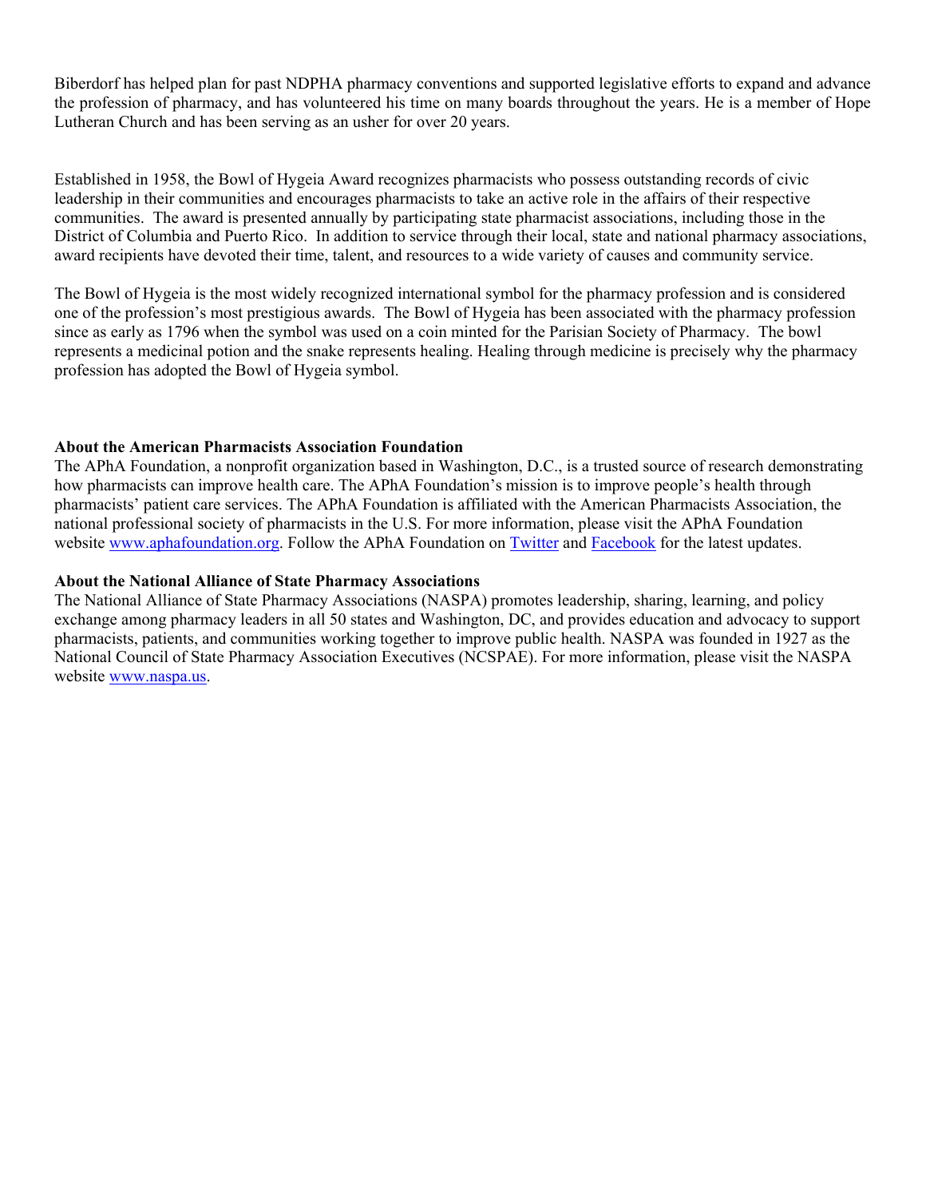Biberdorf has helped plan for past NDPHA pharmacy conventions and supported legislative efforts to expand and advance the profession of pharmacy, and has volunteered his time on many boards throughout the years. He is a member of Hope Lutheran Church and has been serving as an usher for over 20 years.

Established in 1958, the Bowl of Hygeia Award recognizes pharmacists who possess outstanding records of civic leadership in their communities and encourages pharmacists to take an active role in the affairs of their respective communities. The award is presented annually by participating state pharmacist associations, including those in the District of Columbia and Puerto Rico. In addition to service through their local, state and national pharmacy associations, award recipients have devoted their time, talent, and resources to a wide variety of causes and community service.

The Bowl of Hygeia is the most widely recognized international symbol for the pharmacy profession and is considered one of the profession's most prestigious awards. The Bowl of Hygeia has been associated with the pharmacy profession since as early as 1796 when the symbol was used on a coin minted for the Parisian Society of Pharmacy. The bowl represents a medicinal potion and the snake represents healing. Healing through medicine is precisely why the pharmacy profession has adopted the Bowl of Hygeia symbol.

**About the American Pharmacists Association Foundation**
The APhA Foundation, a nonprofit organization based in Washington, D.C., is a trusted source of research demonstrating how pharmacists can improve health care. The APhA Foundation's mission is to improve people's health through pharmacists' patient care services. The APhA Foundation is affiliated with the American Pharmacists Association, the national professional society of pharmacists in the U.S. For more information, please visit the APhA Foundation website www.aphafoundation.org. Follow the APhA Foundation on Twitter and Facebook for the latest updates.

**About the National Alliance of State Pharmacy Associations**
The National Alliance of State Pharmacy Associations (NASPA) promotes leadership, sharing, learning, and policy exchange among pharmacy leaders in all 50 states and Washington, DC, and provides education and advocacy to support pharmacists, patients, and communities working together to improve public health. NASPA was founded in 1927 as the National Council of State Pharmacy Association Executives (NCSPAE). For more information, please visit the NASPA website www.naspa.us.